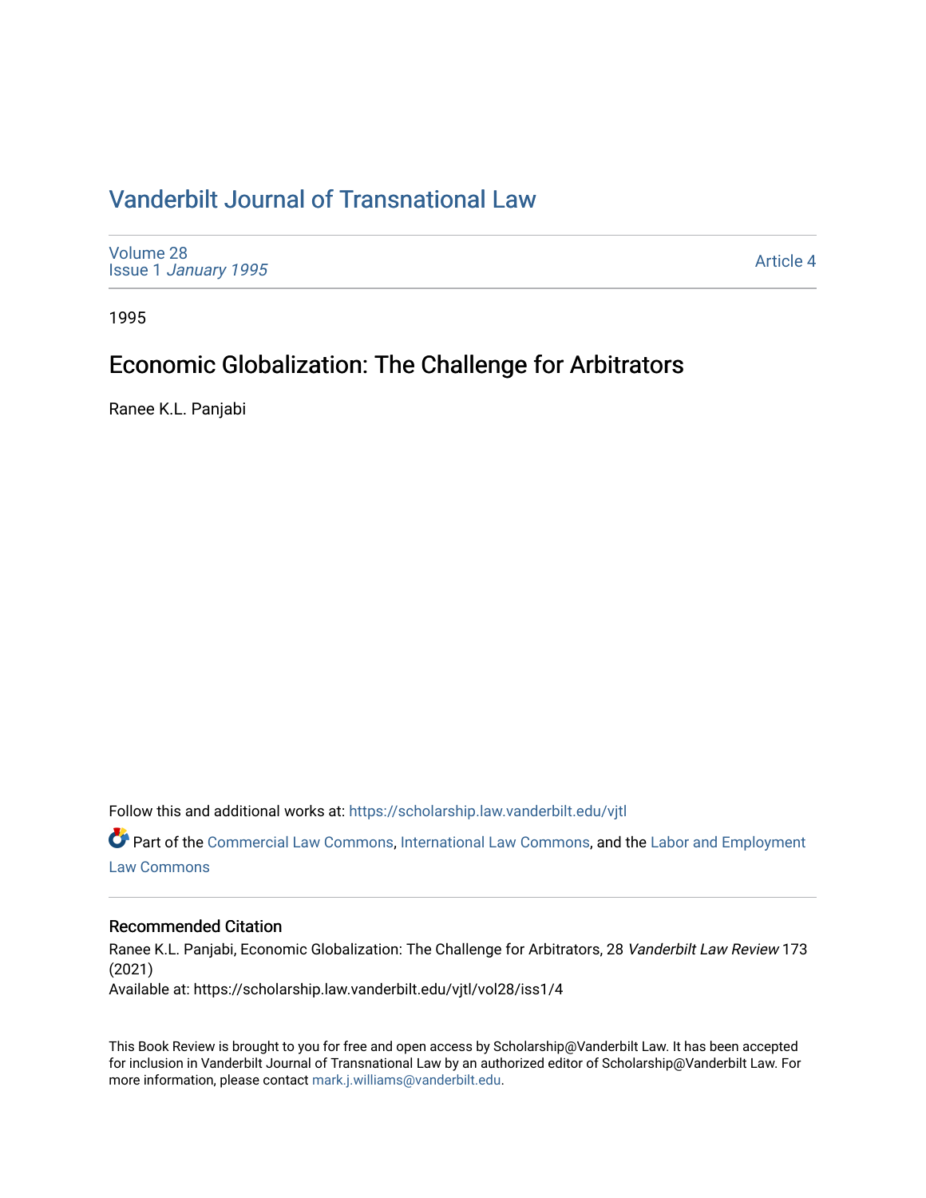# Vanderbilt Journal of Transnational Law

Volume 28
Issue 1 *January 1995*

Article 4

1995

## Economic Globalization: The Challenge for Arbitrators

Ranee K.L. Panjabi

Follow this and additional works at: https://scholarship.law.vanderbilt.edu/vjtl

Part of the Commercial Law Commons, International Law Commons, and the Labor and Employment Law Commons

### Recommended Citation

Ranee K.L. Panjabi, Economic Globalization: The Challenge for Arbitrators, 28 *Vanderbilt Law Review* 173 (2021)
Available at: https://scholarship.law.vanderbilt.edu/vjtl/vol28/iss1/4

This Book Review is brought to you for free and open access by Scholarship@Vanderbilt Law. It has been accepted for inclusion in Vanderbilt Journal of Transnational Law by an authorized editor of Scholarship@Vanderbilt Law. For more information, please contact mark.j.williams@vanderbilt.edu.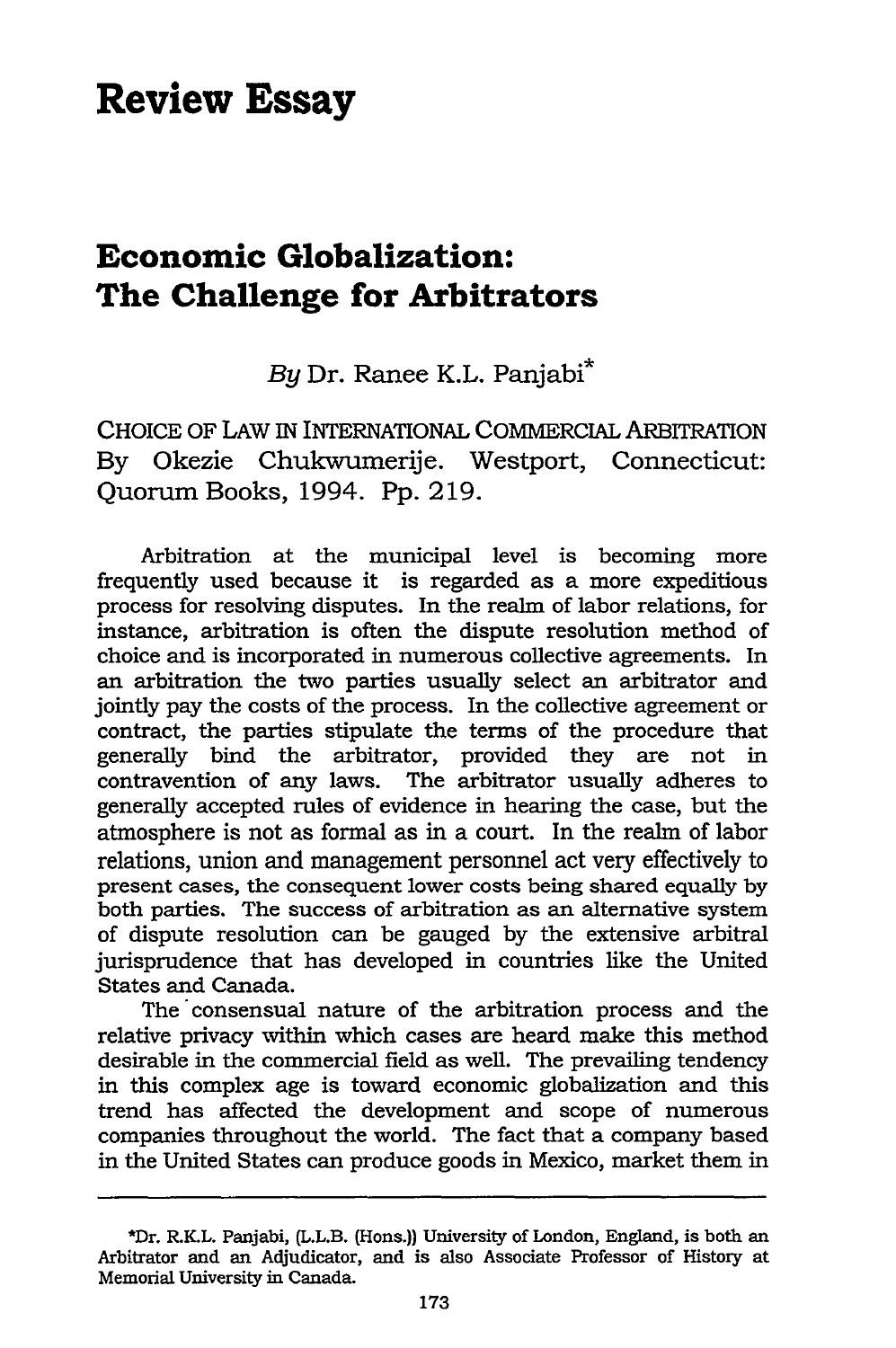# Review Essay

## Economic Globalization: The Challenge for Arbitrators

*By* Dr. Ranee K.L. Panjabi*

CHOICE OF LAW IN INTERNATIONAL COMMERCIAL ARBITRATION By Okezie Chukwumerije. Westport, Connecticut: Quorum Books, 1994. Pp. 219.

Arbitration at the municipal level is becoming more frequently used because it is regarded as a more expeditious process for resolving disputes. In the realm of labor relations, for instance, arbitration is often the dispute resolution method of choice and is incorporated in numerous collective agreements. In an arbitration the two parties usually select an arbitrator and jointly pay the costs of the process. In the collective agreement or contract, the parties stipulate the terms of the procedure that generally bind the arbitrator, provided they are not in contravention of any laws. The arbitrator usually adheres to generally accepted rules of evidence in hearing the case, but the atmosphere is not as formal as in a court. In the realm of labor relations, union and management personnel act very effectively to present cases, the consequent lower costs being shared equally by both parties. The success of arbitration as an alternative system of dispute resolution can be gauged by the extensive arbitral jurisprudence that has developed in countries like the United States and Canada.

The consensual nature of the arbitration process and the relative privacy within which cases are heard make this method desirable in the commercial field as well. The prevailing tendency in this complex age is toward economic globalization and this trend has affected the development and scope of numerous companies throughout the world. The fact that a company based in the United States can produce goods in Mexico, market them in

---

*Dr. R.K.L. Panjabi, (L.L.B. (Hons.)) University of London, England, is both an Arbitrator and an Adjudicator, and is also Associate Professor of History at Memorial University in Canada.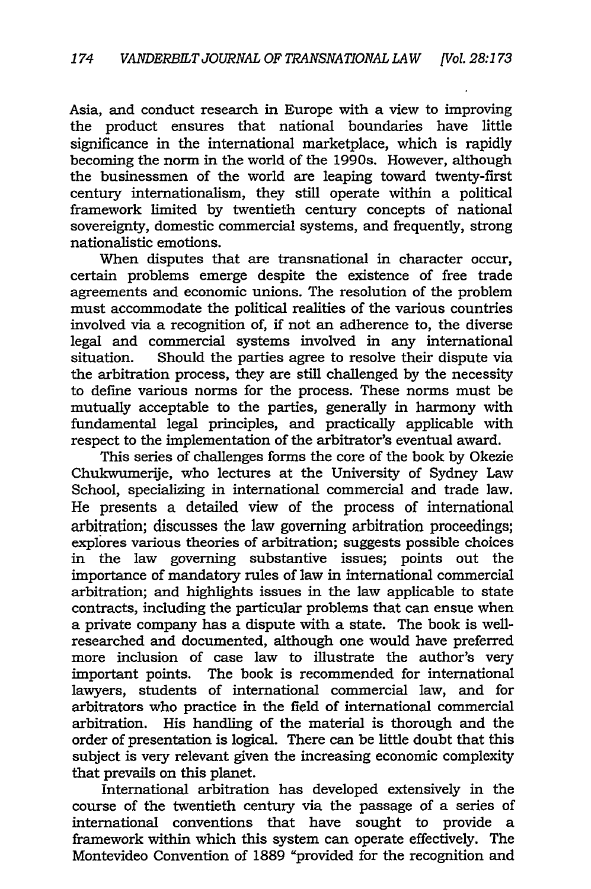Asia, and conduct research in Europe with a view to improving the product ensures that national boundaries have little significance in the international marketplace, which is rapidly becoming the norm in the world of the 1990s. However, although the businessmen of the world are leaping toward twenty-first century internationalism, they still operate within a political framework limited by twentieth century concepts of national sovereignty, domestic commercial systems, and frequently, strong nationalistic emotions.

When disputes that are transnational in character occur, certain problems emerge despite the existence of free trade agreements and economic unions. The resolution of the problem must accommodate the political realities of the various countries involved via a recognition of, if not an adherence to, the diverse legal and commercial systems involved in any international situation. Should the parties agree to resolve their dispute via the arbitration process, they are still challenged by the necessity to define various norms for the process. These norms must be mutually acceptable to the parties, generally in harmony with fundamental legal principles, and practically applicable with respect to the implementation of the arbitrator's eventual award.

This series of challenges forms the core of the book by Okezie Chukwumerije, who lectures at the University of Sydney Law School, specializing in international commercial and trade law. He presents a detailed view of the process of international arbitration; discusses the law governing arbitration proceedings; explores various theories of arbitration; suggests possible choices in the law governing substantive issues; points out the importance of mandatory rules of law in international commercial arbitration; and highlights issues in the law applicable to state contracts, including the particular problems that can ensue when a private company has a dispute with a state. The book is well-researched and documented, although one would have preferred more inclusion of case law to illustrate the author's very important points. The book is recommended for international lawyers, students of international commercial law, and for arbitrators who practice in the field of international commercial arbitration. His handling of the material is thorough and the order of presentation is logical. There can be little doubt that this subject is very relevant given the increasing economic complexity that prevails on this planet.

International arbitration has developed extensively in the course of the twentieth century via the passage of a series of international conventions that have sought to provide a framework within which this system can operate effectively. The Montevideo Convention of 1889 "provided for the recognition and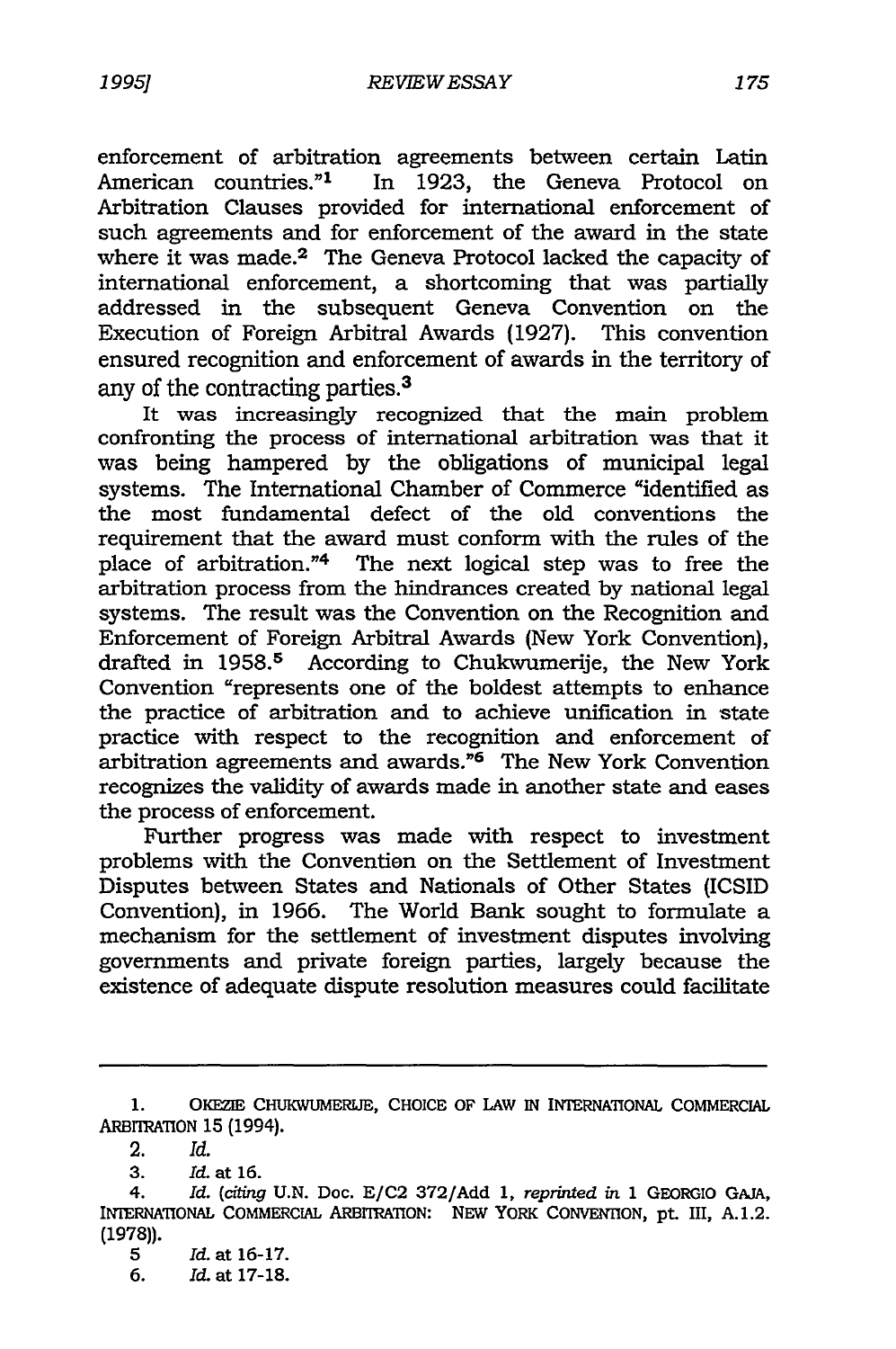enforcement of arbitration agreements between certain Latin American countries."[1] In 1923, the Geneva Protocol on Arbitration Clauses provided for international enforcement of such agreements and for enforcement of the award in the state where it was made.[2] The Geneva Protocol lacked the capacity of international enforcement, a shortcoming that was partially addressed in the subsequent Geneva Convention on the Execution of Foreign Arbitral Awards (1927). This convention ensured recognition and enforcement of awards in the territory of any of the contracting parties.[3]

It was increasingly recognized that the main problem confronting the process of international arbitration was that it was being hampered by the obligations of municipal legal systems. The International Chamber of Commerce "identified as the most fundamental defect of the old conventions the requirement that the award must conform with the rules of the place of arbitration."[4] The next logical step was to free the arbitration process from the hindrances created by national legal systems. The result was the Convention on the Recognition and Enforcement of Foreign Arbitral Awards (New York Convention), drafted in 1958.[5] According to Chukwumerije, the New York Convention "represents one of the boldest attempts to enhance the practice of arbitration and to achieve unification in state practice with respect to the recognition and enforcement of arbitration agreements and awards."[6] The New York Convention recognizes the validity of awards made in another state and eases the process of enforcement.

Further progress was made with respect to investment problems with the Convention on the Settlement of Investment Disputes between States and Nationals of Other States (ICSID Convention), in 1966. The World Bank sought to formulate a mechanism for the settlement of investment disputes involving governments and private foreign parties, largely because the existence of adequate dispute resolution measures could facilitate

---

1. OKEZIE CHUKWUMERIJE, CHOICE OF LAW IN INTERNATIONAL COMMERCIAL ARBITRATION 15 (1994).
2. *Id.*
3. *Id.* at 16.
4. *Id.* (*citing* U.N. Doc. E/C2 372/Add 1, *reprinted in* 1 GEORGIO GAJA, INTERNATIONAL COMMERCIAL ARBITRATION: NEW YORK CONVENTION, pt. III, A.1.2. (1978)).
5. *Id.* at 16-17.
6. *Id.* at 17-18.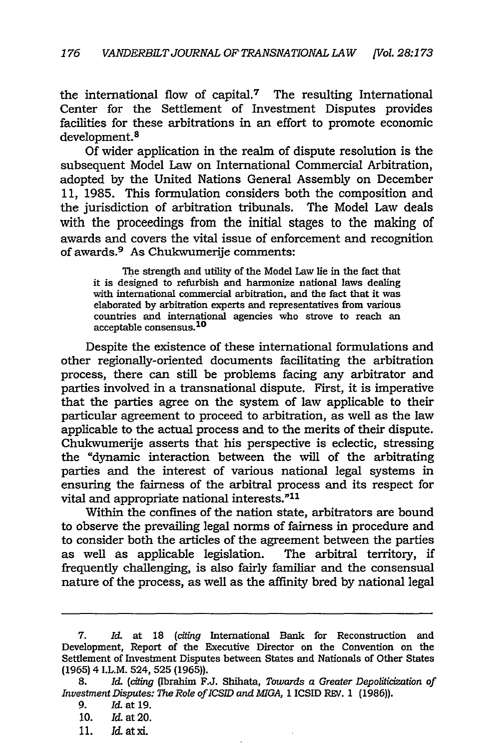the international flow of capital.[7] The resulting International Center for the Settlement of Investment Disputes provides facilities for these arbitrations in an effort to promote economic development.[8]

Of wider application in the realm of dispute resolution is the subsequent Model Law on International Commercial Arbitration, adopted by the United Nations General Assembly on December 11, 1985. This formulation considers both the composition and the jurisdiction of arbitration tribunals. The Model Law deals with the proceedings from the initial stages to the making of awards and covers the vital issue of enforcement and recognition of awards.[9] As Chukwumerije comments:

> The strength and utility of the Model Law lie in the fact that it is designed to refurbish and harmonize national laws dealing with international commercial arbitration, and the fact that it was elaborated by arbitration experts and representatives from various countries and international agencies who strove to reach an acceptable consensus.[10]

Despite the existence of these international formulations and other regionally-oriented documents facilitating the arbitration process, there can still be problems facing any arbitrator and parties involved in a transnational dispute. First, it is imperative that the parties agree on the system of law applicable to their particular agreement to proceed to arbitration, as well as the law applicable to the actual process and to the merits of their dispute. Chukwumerije asserts that his perspective is eclectic, stressing the "dynamic interaction between the will of the arbitrating parties and the interest of various national legal systems in ensuring the fairness of the arbitral process and its respect for vital and appropriate national interests."[11]

Within the confines of the nation state, arbitrators are bound to observe the prevailing legal norms of fairness in procedure and to consider both the articles of the agreement between the parties as well as applicable legislation. The arbitral territory, if frequently challenging, is also fairly familiar and the consensual nature of the process, as well as the affinity bred by national legal

---

7. *Id.* at 18 (*citing* International Bank for Reconstruction and Development, Report of the Executive Director on the Convention on the Settlement of Investment Disputes between States and Nationals of Other States (1965) 4 I.L.M. 524, 525 (1965)).

8. *Id.* (*citing* (Ibrahim F.J. Shihata, *Towards a Greater Depoliticization of Investment Disputes: The Role of ICSID and MIGA*, 1 ICSID REV. 1 (1986)).

9. *Id.* at 19.

10. *Id.* at 20.

11. *Id.* at xi.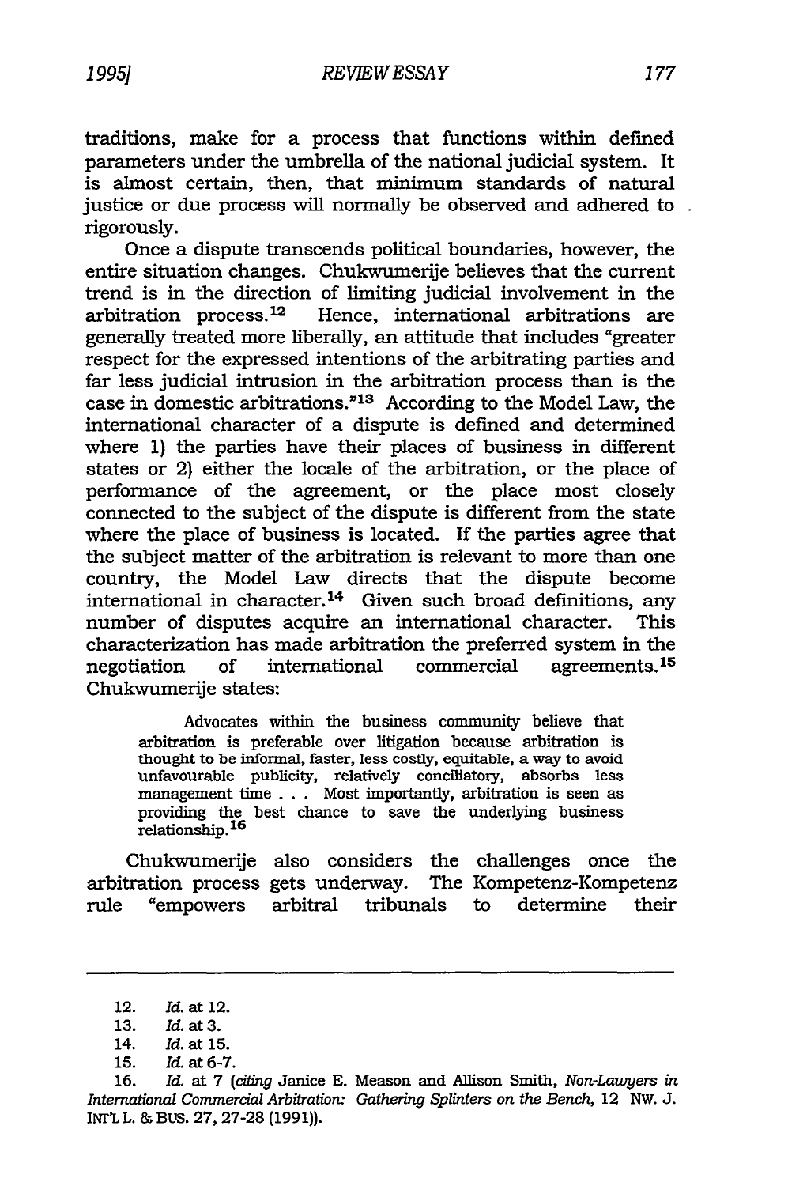traditions, make for a process that functions within defined parameters under the umbrella of the national judicial system. It is almost certain, then, that minimum standards of natural justice or due process will normally be observed and adhered to rigorously.

Once a dispute transcends political boundaries, however, the entire situation changes. Chukwumerije believes that the current trend is in the direction of limiting judicial involvement in the arbitration process.[12] Hence, international arbitrations are generally treated more liberally, an attitude that includes "greater respect for the expressed intentions of the arbitrating parties and far less judicial intrusion in the arbitration process than is the case in domestic arbitrations."[13] According to the Model Law, the international character of a dispute is defined and determined where 1) the parties have their places of business in different states or 2) either the locale of the arbitration, or the place of performance of the agreement, or the place most closely connected to the subject of the dispute is different from the state where the place of business is located. If the parties agree that the subject matter of the arbitration is relevant to more than one country, the Model Law directs that the dispute become international in character.[14] Given such broad definitions, any number of disputes acquire an international character. This characterization has made arbitration the preferred system in the negotiation of international commercial agreements.[15] Chukwumerije states:

> Advocates within the business community believe that arbitration is preferable over litigation because arbitration is thought to be informal, faster, less costly, equitable, a way to avoid unfavourable publicity, relatively conciliatory, absorbs less management time . . . Most importantly, arbitration is seen as providing the best chance to save the underlying business relationship.[16]

Chukwumerije also considers the challenges once the arbitration process gets underway. The Kompetenz-Kompetenz rule "empowers arbitral tribunals to determine their

---

12. *Id.* at 12.
13. *Id.* at 3.
14. *Id.* at 15.
15. *Id.* at 6-7.
16. *Id.* at 7 (*citing* Janice E. Meason and Allison Smith, *Non-Lawyers in International Commercial Arbitration: Gathering Splinters on the Bench*, 12 NW. J. INT'L L. & BUS. 27, 27-28 (1991)).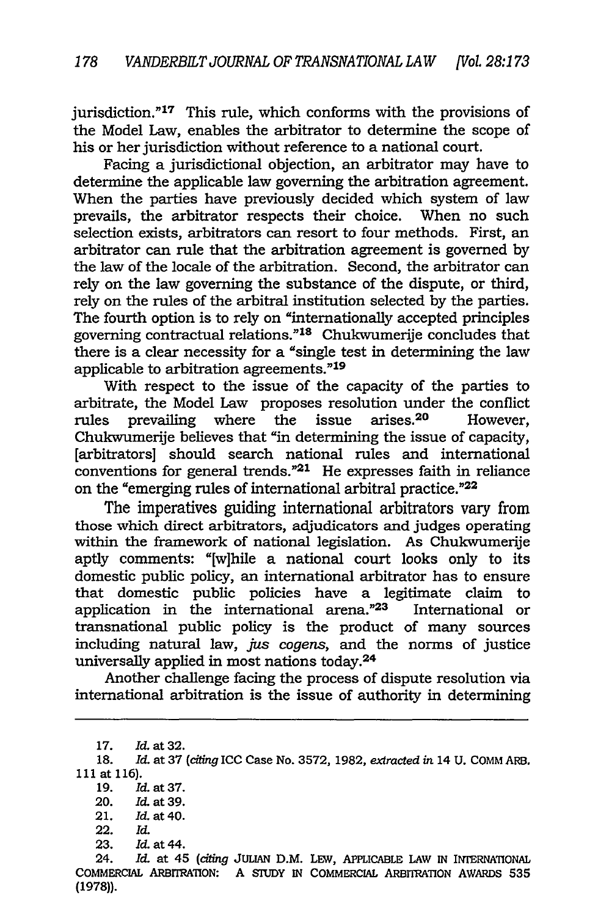jurisdiction."[17] This rule, which conforms with the provisions of the Model Law, enables the arbitrator to determine the scope of his or her jurisdiction without reference to a national court.

Facing a jurisdictional objection, an arbitrator may have to determine the applicable law governing the arbitration agreement. When the parties have previously decided which system of law prevails, the arbitrator respects their choice. When no such selection exists, arbitrators can resort to four methods. First, an arbitrator can rule that the arbitration agreement is governed by the law of the locale of the arbitration. Second, the arbitrator can rely on the law governing the substance of the dispute, or third, rely on the rules of the arbitral institution selected by the parties. The fourth option is to rely on "internationally accepted principles governing contractual relations."[18] Chukwumerije concludes that there is a clear necessity for a "single test in determining the law applicable to arbitration agreements."[19]

With respect to the issue of the capacity of the parties to arbitrate, the Model Law proposes resolution under the conflict rules prevailing where the issue arises.[20] However, Chukwumerije believes that "in determining the issue of capacity, [arbitrators] should search national rules and international conventions for general trends."[21] He expresses faith in reliance on the "emerging rules of international arbitral practice."[22]

The imperatives guiding international arbitrators vary from those which direct arbitrators, adjudicators and judges operating within the framework of national legislation. As Chukwumerije aptly comments: "[w]hile a national court looks only to its domestic public policy, an international arbitrator has to ensure that domestic public policies have a legitimate claim to application in the international arena."[23] International or transnational public policy is the product of many sources including natural law, *jus cogens*, and the norms of justice universally applied in most nations today.[24]

Another challenge facing the process of dispute resolution via international arbitration is the issue of authority in determining

---

17. *Id.* at 32.
18. *Id.* at 37 (*citing* ICC Case No. 3572, 1982, *extracted in* 14 U. COMM ARB. 111 at 116).
19. *Id.* at 37.
20. *Id.* at 39.
21. *Id.* at 40.
22. *Id.*
23. *Id.* at 44.
24. *Id.* at 45 (*citing* JULIAN D.M. LEW, APPLICABLE LAW IN INTERNATIONAL COMMERCIAL ARBITRATION: A STUDY IN COMMERCIAL ARBITRATION AWARDS 535 (1978)).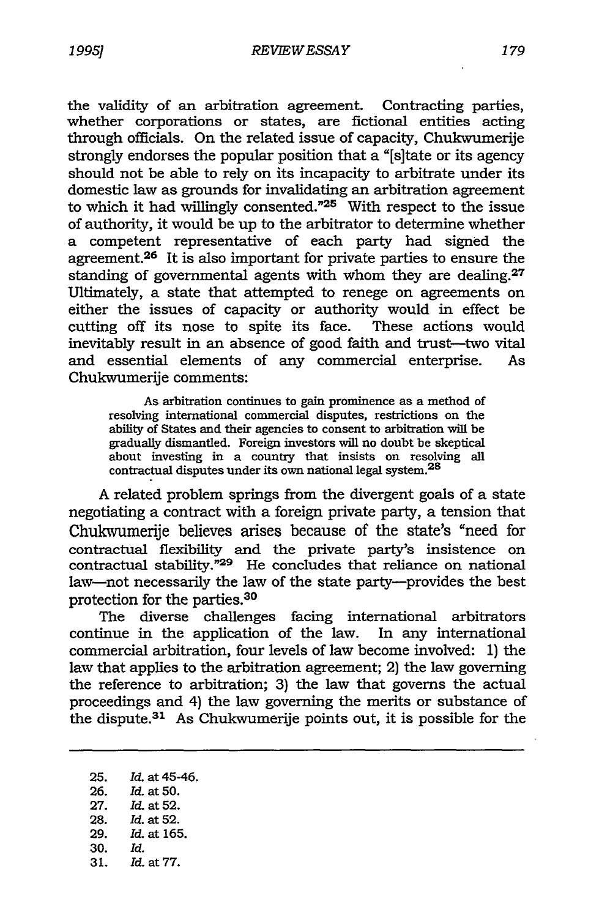the validity of an arbitration agreement. Contracting parties, whether corporations or states, are fictional entities acting through officials. On the related issue of capacity, Chukwumerije strongly endorses the popular position that a "[s]tate or its agency should not be able to rely on its incapacity to arbitrate under its domestic law as grounds for invalidating an arbitration agreement to which it had willingly consented."[25] With respect to the issue of authority, it would be up to the arbitrator to determine whether a competent representative of each party had signed the agreement.[26] It is also important for private parties to ensure the standing of governmental agents with whom they are dealing.[27] Ultimately, a state that attempted to renege on agreements on either the issues of capacity or authority would in effect be cutting off its nose to spite its face. These actions would inevitably result in an absence of good faith and trust—two vital and essential elements of any commercial enterprise. As Chukwumerije comments:

> As arbitration continues to gain prominence as a method of resolving international commercial disputes, restrictions on the ability of States and their agencies to consent to arbitration will be gradually dismantled. Foreign investors will no doubt be skeptical about investing in a country that insists on resolving all contractual disputes under its own national legal system.[28]

A related problem springs from the divergent goals of a state negotiating a contract with a foreign private party, a tension that Chukwumerije believes arises because of the state's "need for contractual flexibility and the private party's insistence on contractual stability."[29] He concludes that reliance on national law—not necessarily the law of the state party—provides the best protection for the parties.[30]

The diverse challenges facing international arbitrators continue in the application of the law. In any international commercial arbitration, four levels of law become involved: 1) the law that applies to the arbitration agreement; 2) the law governing the reference to arbitration; 3) the law that governs the actual proceedings and 4) the law governing the merits or substance of the dispute.[31] As Chukwumerije points out, it is possible for the

---

25. *Id.* at 45-46.
26. *Id.* at 50.
27. *Id.* at 52.
28. *Id.* at 52.
29. *Id.* at 165.
30. *Id.*
31. *Id.* at 77.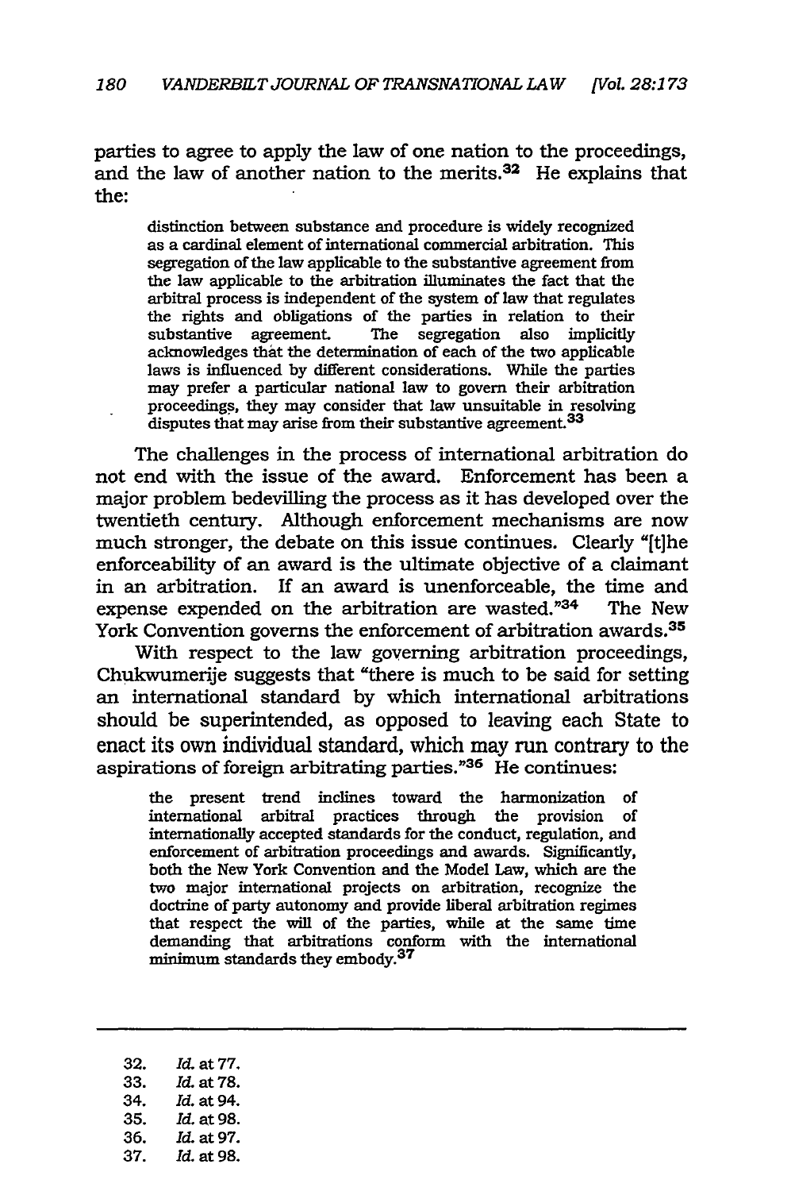parties to agree to apply the law of one nation to the proceedings, and the law of another nation to the merits.[32] He explains that the:

> distinction between substance and procedure is widely recognized as a cardinal element of international commercial arbitration. This segregation of the law applicable to the substantive agreement from the law applicable to the arbitration illuminates the fact that the arbitral process is independent of the system of law that regulates the rights and obligations of the parties in relation to their substantive agreement. The segregation also implicitly acknowledges that the determination of each of the two applicable laws is influenced by different considerations. While the parties may prefer a particular national law to govern their arbitration proceedings, they may consider that law unsuitable in resolving disputes that may arise from their substantive agreement.[33]

The challenges in the process of international arbitration do not end with the issue of the award. Enforcement has been a major problem bedevilling the process as it has developed over the twentieth century. Although enforcement mechanisms are now much stronger, the debate on this issue continues. Clearly "[t]he enforceability of an award is the ultimate objective of a claimant in an arbitration. If an award is unenforceable, the time and expense expended on the arbitration are wasted."[34] The New York Convention governs the enforcement of arbitration awards.[35]

With respect to the law governing arbitration proceedings, Chukwumerije suggests that "there is much to be said for setting an international standard by which international arbitrations should be superintended, as opposed to leaving each State to enact its own individual standard, which may run contrary to the aspirations of foreign arbitrating parties."[36] He continues:

> the present trend inclines toward the harmonization of international arbitral practices through the provision of internationally accepted standards for the conduct, regulation, and enforcement of arbitration proceedings and awards. Significantly, both the New York Convention and the Model Law, which are the two major international projects on arbitration, recognize the doctrine of party autonomy and provide liberal arbitration regimes that respect the will of the parties, while at the same time demanding that arbitrations conform with the international minimum standards they embody.[37]

---

32. *Id.* at 77.
33. *Id.* at 78.
34. *Id.* at 94.
35. *Id.* at 98.
36. *Id.* at 97.
37. *Id.* at 98.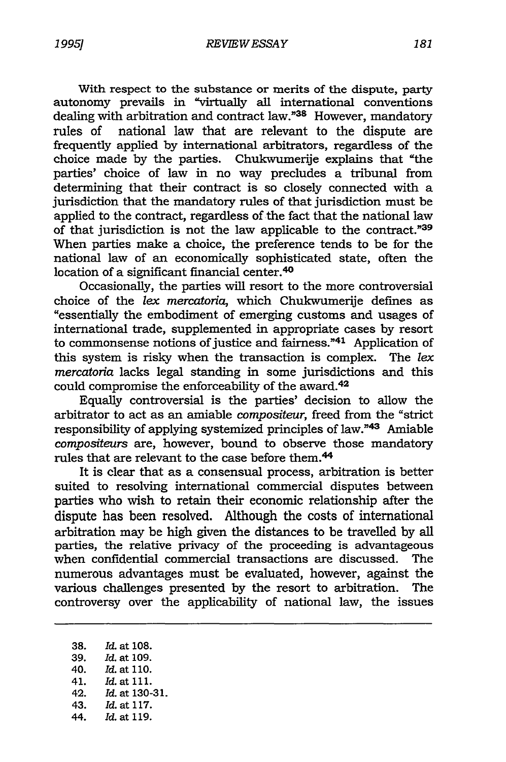With respect to the substance or merits of the dispute, party autonomy prevails in "virtually all international conventions dealing with arbitration and contract law."[38] However, mandatory rules of national law that are relevant to the dispute are frequently applied by international arbitrators, regardless of the choice made by the parties. Chukwumerije explains that "the parties' choice of law in no way precludes a tribunal from determining that their contract is so closely connected with a jurisdiction that the mandatory rules of that jurisdiction must be applied to the contract, regardless of the fact that the national law of that jurisdiction is not the law applicable to the contract."[39] When parties make a choice, the preference tends to be for the national law of an economically sophisticated state, often the location of a significant financial center.[40]

Occasionally, the parties will resort to the more controversial choice of the *lex mercatoria*, which Chukwumerije defines as "essentially the embodiment of emerging customs and usages of international trade, supplemented in appropriate cases by resort to commonsense notions of justice and fairness."[41] Application of this system is risky when the transaction is complex. The *lex mercatoria* lacks legal standing in some jurisdictions and this could compromise the enforceability of the award.[42]

Equally controversial is the parties' decision to allow the arbitrator to act as an amiable *compositeur*, freed from the "strict responsibility of applying systemized principles of law."[43] Amiable *compositeurs* are, however, bound to observe those mandatory rules that are relevant to the case before them.[44]

It is clear that as a consensual process, arbitration is better suited to resolving international commercial disputes between parties who wish to retain their economic relationship after the dispute has been resolved. Although the costs of international arbitration may be high given the distances to be travelled by all parties, the relative privacy of the proceeding is advantageous when confidential commercial transactions are discussed. The numerous advantages must be evaluated, however, against the various challenges presented by the resort to arbitration. The controversy over the applicability of national law, the issues

---

38. *Id.* at 108.
39. *Id.* at 109.
40. *Id.* at 110.
41. *Id.* at 111.
42. *Id.* at 130-31.
43. *Id.* at 117.
44. *Id.* at 119.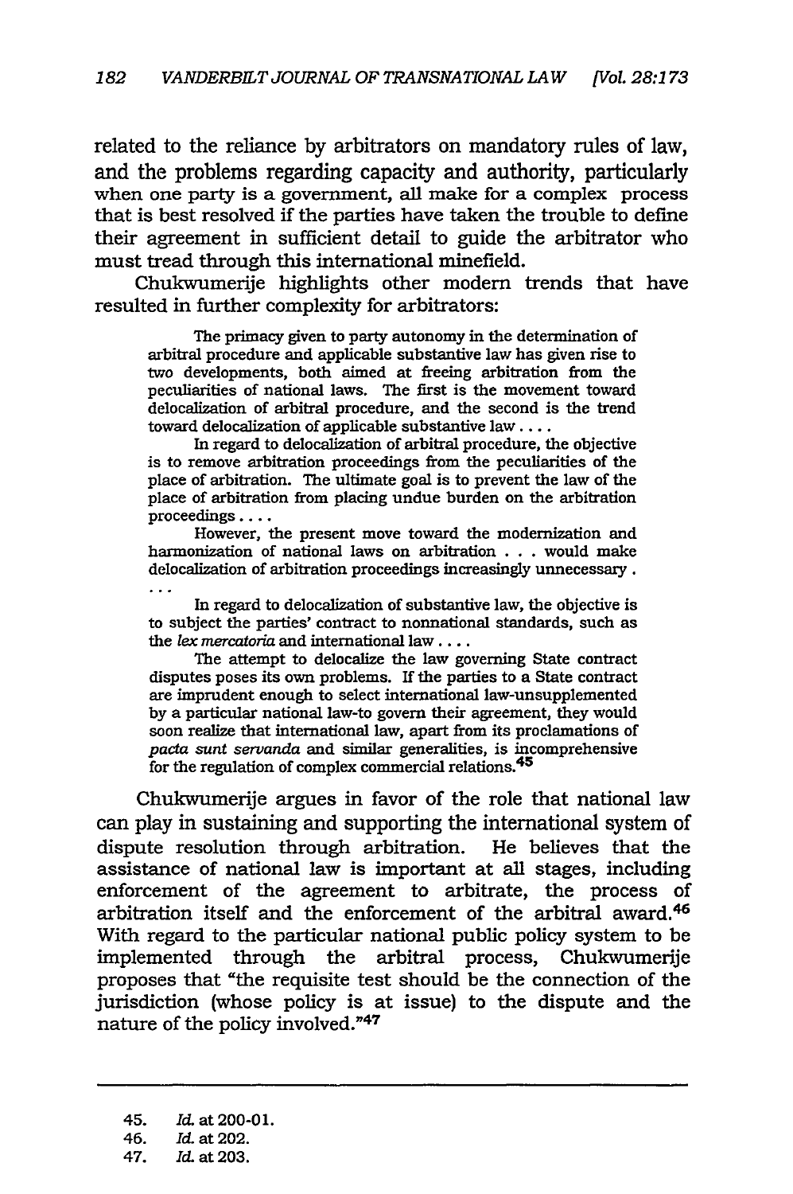related to the reliance by arbitrators on mandatory rules of law, and the problems regarding capacity and authority, particularly when one party is a government, all make for a complex process that is best resolved if the parties have taken the trouble to define their agreement in sufficient detail to guide the arbitrator who must tread through this international minefield.

Chukwumerije highlights other modern trends that have resulted in further complexity for arbitrators:

> The primacy given to party autonomy in the determination of arbitral procedure and applicable substantive law has given rise to two developments, both aimed at freeing arbitration from the peculiarities of national laws. The first is the movement toward delocalization of arbitral procedure, and the second is the trend toward delocalization of applicable substantive law . . . .
>
> In regard to delocalization of arbitral procedure, the objective is to remove arbitration proceedings from the peculiarities of the place of arbitration. The ultimate goal is to prevent the law of the place of arbitration from placing undue burden on the arbitration proceedings . . . .
>
> However, the present move toward the modernization and harmonization of national laws on arbitration . . . would make delocalization of arbitration proceedings increasingly unnecessary . . . .
>
> In regard to delocalization of substantive law, the objective is to subject the parties' contract to nonnational standards, such as the *lex mercatoria* and international law . . . .
>
> The attempt to delocalize the law governing State contract disputes poses its own problems. If the parties to a State contract are imprudent enough to select international law-unsupplemented by a particular national law-to govern their agreement, they would soon realize that international law, apart from its proclamations of *pacta sunt servanda* and similar generalities, is incomprehensive for the regulation of complex commercial relations.[45]

Chukwumerije argues in favor of the role that national law can play in sustaining and supporting the international system of dispute resolution through arbitration. He believes that the assistance of national law is important at all stages, including enforcement of the agreement to arbitrate, the process of arbitration itself and the enforcement of the arbitral award.[46] With regard to the particular national public policy system to be implemented through the arbitral process, Chukwumerije proposes that "the requisite test should be the connection of the jurisdiction (whose policy is at issue) to the dispute and the nature of the policy involved."[47]

---

45. *Id.* at 200-01.
46. *Id.* at 202.
47. *Id.* at 203.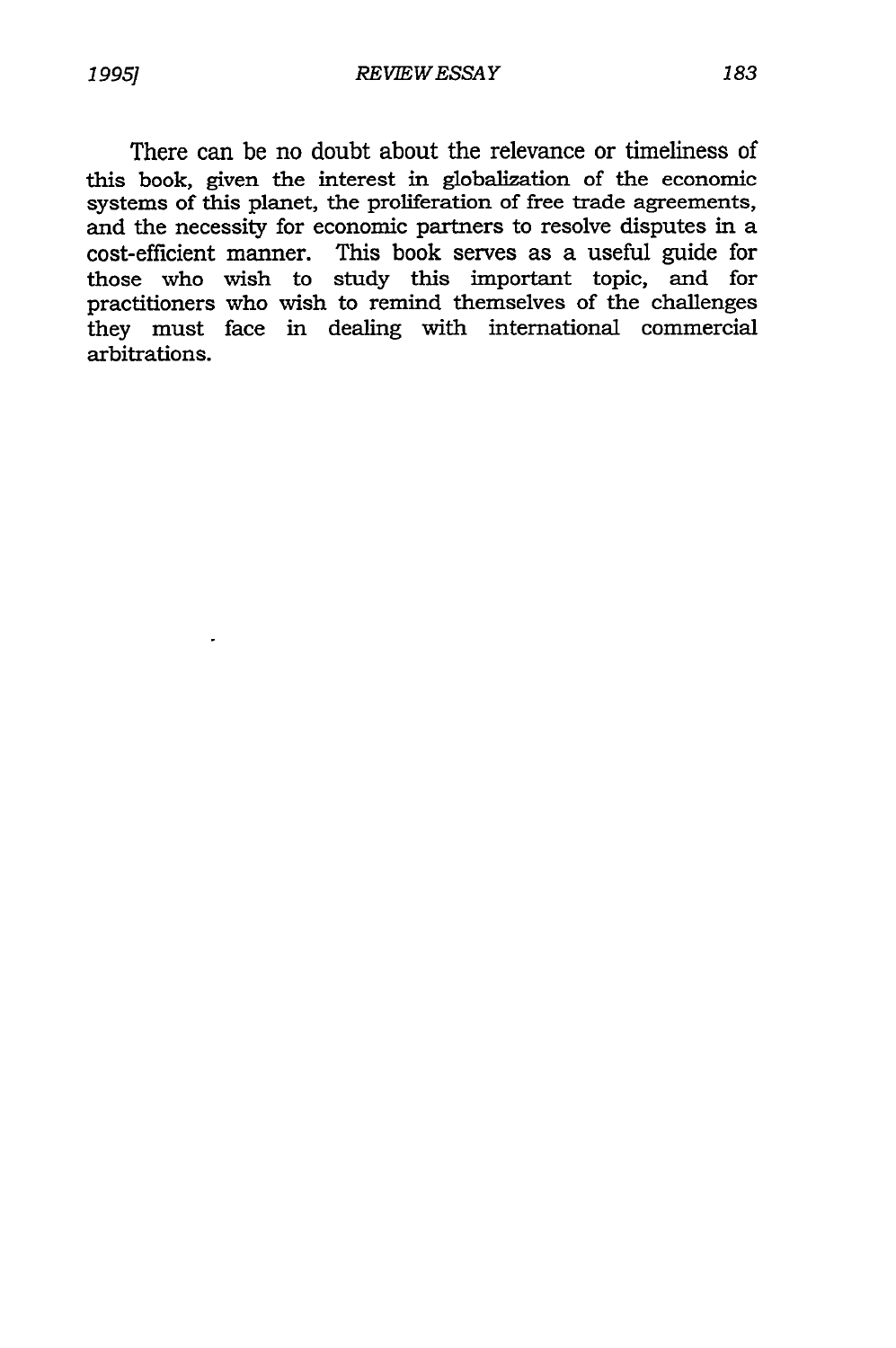There can be no doubt about the relevance or timeliness of this book, given the interest in globalization of the economic systems of this planet, the proliferation of free trade agreements, and the necessity for economic partners to resolve disputes in a cost-efficient manner. This book serves as a useful guide for those who wish to study this important topic, and for practitioners who wish to remind themselves of the challenges they must face in dealing with international commercial arbitrations.